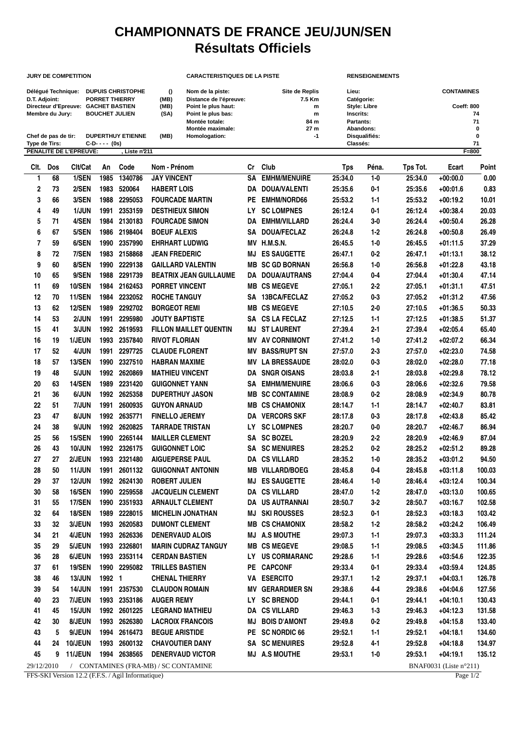# CHAMPIONNATS DE FRANCE JEU/JUN/SEN
## Résultats Officiels

**JURY DE COMPETITION**

| | | |
|---|---|---|
| Délégué Technique: | DUPUIS CHRISTOPHE | () |
| D.T. Adjoint: | PORRET THIERRY | (MB) |
| Directeur d'Epreuve: | GACHET BASTIEN | (MB) |
| Membre du Jury: | BOUCHET JULIEN | (SA) |
| Chef de pas de tir: | DUPERTHUY ETIENNE | (MB) |
| Type de Tirs: | C-D- - - - (0s) | |
| PENALITE DE L'EPREUVE: | , Liste n°211 | |

**CARACTERISTIQUES DE LA PISTE**

| | |
|---|---|
| Nom de la piste: | Site de Replis |
| Distance de l'épreuve: | 7.5 Km |
| Point le plus haut: | m |
| Point le plus bas: | m |
| Montée totale: | 84 m |
| Montée maximale: | 27 m |
| Homologation: | -1 |

**RENSEIGNEMENTS**

| | |
|---|---|
| Lieu: | CONTAMINES |
| Catégorie: | |
| Style: Libre | Coeff: 800 |
| Inscrits: | 74 |
| Partants: | 71 |
| Abandons: | 0 |
| Disqualifiés: | 0 |
| Classés: | 71 |
| | F=800 |

| Clt. | Dos | Clt/Cat | An | Code | Nom - Prénom | Cr | Club | Tps | Péna. | Tps Tot. | Ecart | Point |
|---|---|---|---|---|---|---|---|---|---|---|---|---|
| 1 | 68 | 1/SEN | 1985 | 1340786 | JAY VINCENT | SA | EMHM/MENUIRE | 25:34.0 | 1-0 | 25:34.0 | +00:00.0 | 0.00 |
| 2 | 73 | 2/SEN | 1983 | 520064 | HABERT LOIS | DA | DOUA/VALENTI | 25:35.6 | 0-1 | 25:35.6 | +00:01.6 | 0.83 |
| 3 | 66 | 3/SEN | 1988 | 2295053 | FOURCADE MARTIN | PE | EMHM/NORD66 | 25:53.2 | 1-1 | 25:53.2 | +00:19.2 | 10.01 |
| 4 | 49 | 1/JUN | 1991 | 2353159 | DESTHIEUX SIMON | LY | SC LOMPNES | 26:12.4 | 0-1 | 26:12.4 | +00:38.4 | 20.03 |
| 5 | 71 | 4/SEN | 1984 | 2130183 | FOURCADE SIMON | DA | EMHM/VILLARD | 26:24.4 | 3-0 | 26:24.4 | +00:50.4 | 26.28 |
| 6 | 67 | 5/SEN | 1986 | 2198404 | BOEUF ALEXIS | SA | DOUA/FECLAZ | 26:24.8 | 1-2 | 26:24.8 | +00:50.8 | 26.49 |
| 7 | 59 | 6/SEN | 1990 | 2357990 | EHRHART LUDWIG | MV | H.M.S.N. | 26:45.5 | 1-0 | 26:45.5 | +01:11.5 | 37.29 |
| 8 | 72 | 7/SEN | 1983 | 2158868 | JEAN FREDERIC | MJ | ES SAUGETTE | 26:47.1 | 0-2 | 26:47.1 | +01:13.1 | 38.12 |
| 9 | 60 | 8/SEN | 1990 | 2229138 | GAILLARD VALENTIN | MB | SC GD BORNAN | 26:56.8 | 1-0 | 26:56.8 | +01:22.8 | 43.18 |
| 10 | 65 | 9/SEN | 1988 | 2291739 | BEATRIX JEAN GUILLAUME | DA | DOUA/AUTRANS | 27:04.4 | 0-4 | 27:04.4 | +01:30.4 | 47.14 |
| 11 | 69 | 10/SEN | 1984 | 2162453 | PORRET VINCENT | MB | CS MEGEVE | 27:05.1 | 2-2 | 27:05.1 | +01:31.1 | 47.51 |
| 12 | 70 | 11/SEN | 1984 | 2232052 | ROCHE TANGUY | SA | 13BCA/FECLAZ | 27:05.2 | 0-3 | 27:05.2 | +01:31.2 | 47.56 |
| 13 | 62 | 12/SEN | 1989 | 2292702 | BORGEOT REMI | MB | CS MEGEVE | 27:10.5 | 2-0 | 27:10.5 | +01:36.5 | 50.33 |
| 14 | 53 | 2/JUN | 1991 | 2295980 | JOUTY BAPTISTE | SA | CS LA FECLAZ | 27:12.5 | 1-1 | 27:12.5 | +01:38.5 | 51.37 |
| 15 | 41 | 3/JUN | 1992 | 2619593 | FILLON MAILLET QUENTIN | MJ | ST LAURENT | 27:39.4 | 2-1 | 27:39.4 | +02:05.4 | 65.40 |
| 16 | 19 | 1/JEUN | 1993 | 2357840 | RIVOT FLORIAN | MV | AV CORNIMONT | 27:41.2 | 1-0 | 27:41.2 | +02:07.2 | 66.34 |
| 17 | 52 | 4/JUN | 1991 | 2297725 | CLAUDE FLORENT | MV | BASS/RUPT SN | 27:57.0 | 2-3 | 27:57.0 | +02:23.0 | 74.58 |
| 18 | 57 | 13/SEN | 1990 | 2327510 | HABRAN MAXIME | MV | LA BRESSAUDE | 28:02.0 | 0-3 | 28:02.0 | +02:28.0 | 77.18 |
| 19 | 48 | 5/JUN | 1992 | 2620869 | MATHIEU VINCENT | DA | SNGR OISANS | 28:03.8 | 2-1 | 28:03.8 | +02:29.8 | 78.12 |
| 20 | 63 | 14/SEN | 1989 | 2231420 | GUIGONNET YANN | SA | EMHM/MENUIRE | 28:06.6 | 0-3 | 28:06.6 | +02:32.6 | 79.58 |
| 21 | 36 | 6/JUN | 1992 | 2625358 | DUPERTHUY JASON | MB | SC CONTAMINE | 28:08.9 | 0-2 | 28:08.9 | +02:34.9 | 80.78 |
| 22 | 51 | 7/JUN | 1991 | 2600935 | GUYON ARNAUD | MB | CS CHAMONIX | 28:14.7 | 1-1 | 28:14.7 | +02:40.7 | 83.81 |
| 23 | 47 | 8/JUN | 1992 | 2635771 | FINELLO JEREMY | DA | VERCORS SKF | 28:17.8 | 0-3 | 28:17.8 | +02:43.8 | 85.42 |
| 24 | 38 | 9/JUN | 1992 | 2620825 | TARRADE TRISTAN | LY | SC LOMPNES | 28:20.7 | 0-0 | 28:20.7 | +02:46.7 | 86.94 |
| 25 | 56 | 15/SEN | 1990 | 2265144 | MAILLER CLEMENT | SA | SC BOZEL | 28:20.9 | 2-2 | 28:20.9 | +02:46.9 | 87.04 |
| 26 | 43 | 10/JUN | 1992 | 2326175 | GUIGONNET LOIC | SA | SC MENUIRES | 28:25.2 | 0-2 | 28:25.2 | +02:51.2 | 89.28 |
| 27 | 27 | 2/JEUN | 1993 | 2321480 | AIGUEPERSE PAUL | DA | CS VILLARD | 28:35.2 | 1-0 | 28:35.2 | +03:01.2 | 94.50 |
| 28 | 50 | 11/JUN | 1991 | 2601132 | GUIGONNAT ANTONIN | MB | VILLARD/BOEG | 28:45.8 | 0-4 | 28:45.8 | +03:11.8 | 100.03 |
| 29 | 37 | 12/JUN | 1992 | 2624130 | ROBERT JULIEN | MJ | ES SAUGETTE | 28:46.4 | 1-0 | 28:46.4 | +03:12.4 | 100.34 |
| 30 | 58 | 16/SEN | 1990 | 2259558 | JACQUELIN CLEMENT | DA | CS VILLARD | 28:47.0 | 1-2 | 28:47.0 | +03:13.0 | 100.65 |
| 31 | 55 | 17/SEN | 1990 | 2351933 | ARNAULT CLEMENT | DA | US AUTRANNAI | 28:50.7 | 3-2 | 28:50.7 | +03:16.7 | 102.58 |
| 32 | 64 | 18/SEN | 1989 | 2228015 | MICHELIN JONATHAN | MJ | SKI ROUSSES | 28:52.3 | 0-1 | 28:52.3 | +03:18.3 | 103.42 |
| 33 | 32 | 3/JEUN | 1993 | 2620583 | DUMONT CLEMENT | MB | CS CHAMONIX | 28:58.2 | 1-2 | 28:58.2 | +03:24.2 | 106.49 |
| 34 | 21 | 4/JEUN | 1993 | 2626336 | DENERVAUD ALOIS | MJ | A.S MOUTHE | 29:07.3 | 1-1 | 29:07.3 | +03:33.3 | 111.24 |
| 35 | 29 | 5/JEUN | 1993 | 2326801 | MARIN CUDRAZ TANGUY | MB | CS MEGEVE | 29:08.5 | 1-1 | 29:08.5 | +03:34.5 | 111.86 |
| 36 | 28 | 6/JEUN | 1993 | 2353114 | CERDAN BASTIEN | LY | US CORMARANC | 29:28.6 | 1-1 | 29:28.6 | +03:54.6 | 122.35 |
| 37 | 61 | 19/SEN | 1990 | 2295082 | TRILLES BASTIEN | PE | CAPCONF | 29:33.4 | 0-1 | 29:33.4 | +03:59.4 | 124.85 |
| 38 | 46 | 13/JUN | 1992 | 1 | CHENAL THIERRY | VA | ESERCITO | 29:37.1 | 1-2 | 29:37.1 | +04:03.1 | 126.78 |
| 39 | 54 | 14/JUN | 1991 | 2357530 | CLAUDON ROMAIN | MV | GERARDMER SN | 29:38.6 | 4-4 | 29:38.6 | +04:04.6 | 127.56 |
| 40 | 23 | 7/JEUN | 1993 | 2353186 | AUGER REMY | LY | SC BRENOD | 29:44.1 | 0-1 | 29:44.1 | +04:10.1 | 130.43 |
| 41 | 45 | 15/JUN | 1992 | 2601225 | LEGRAND MATHIEU | DA | CS VILLARD | 29:46.3 | 1-3 | 29:46.3 | +04:12.3 | 131.58 |
| 42 | 30 | 8/JEUN | 1993 | 2626380 | LACROIX FRANCOIS | MJ | BOIS D'AMONT | 29:49.8 | 0-2 | 29:49.8 | +04:15.8 | 133.40 |
| 43 | 5 | 9/JEUN | 1994 | 2616473 | BEGUE ARISTIDE | PE | SC NORDIC 66 | 29:52.1 | 1-1 | 29:52.1 | +04:18.1 | 134.60 |
| 44 | 24 | 10/JEUN | 1993 | 2600132 | CHAVOUTIER DANY | SA | SC MENUIRES | 29:52.8 | 4-1 | 29:52.8 | +04:18.8 | 134.97 |
| 45 | 9 | 11/JEUN | 1994 | 2638565 | DENERVAUD VICTOR | MJ | A.S MOUTHE | 29:53.1 | 1-0 | 29:53.1 | +04:19.1 | 135.12 |

29/12/2010 / CONTAMINES (FRA-MB) / SC CONTAMINE — BNAF0031 (Liste n°211)

FFS-SKI Version 12.2 (F.F.S. / Agil Informatique)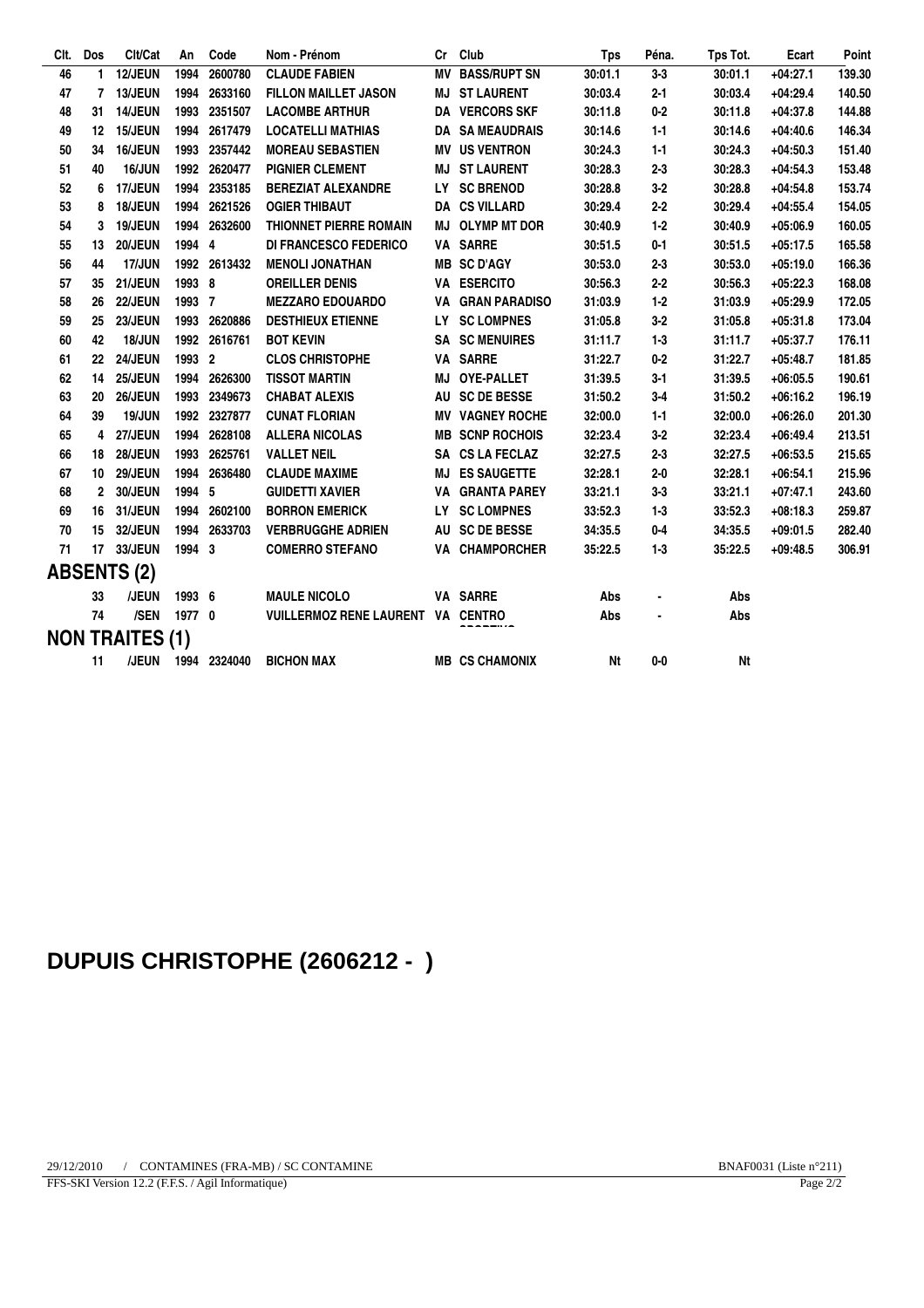| Clt. | Dos | Clt/Cat | An | Code | Nom - Prénom | Cr | Club | Tps | Péna. | Tps Tot. | Ecart | Point |
|---|---|---|---|---|---|---|---|---|---|---|---|---|
| 46 | 1 | 12/JEUN | 1994 | 2600780 | CLAUDE FABIEN | MV | BASS/RUPT SN | 30:01.1 | 3-3 | 30:01.1 | +04:27.1 | 139.30 |
| 47 | 7 | 13/JEUN | 1994 | 2633160 | FILLON MAILLET JASON | MJ | ST LAURENT | 30:03.4 | 2-1 | 30:03.4 | +04:29.4 | 140.50 |
| 48 | 31 | 14/JEUN | 1993 | 2351507 | LACOMBE ARTHUR | DA | VERCORS SKF | 30:11.8 | 0-2 | 30:11.8 | +04:37.8 | 144.88 |
| 49 | 12 | 15/JEUN | 1994 | 2617479 | LOCATELLI MATHIAS | DA | SA MEAUDRAIS | 30:14.6 | 1-1 | 30:14.6 | +04:40.6 | 146.34 |
| 50 | 34 | 16/JEUN | 1993 | 2357442 | MOREAU SEBASTIEN | MV | US VENTRON | 30:24.3 | 1-1 | 30:24.3 | +04:50.3 | 151.40 |
| 51 | 40 | 16/JUN | 1992 | 2620477 | PIGNIER CLEMENT | MJ | ST LAURENT | 30:28.3 | 2-3 | 30:28.3 | +04:54.3 | 153.48 |
| 52 | 6 | 17/JEUN | 1994 | 2353185 | BEREZIAT ALEXANDRE | LY | SC BRENOD | 30:28.8 | 3-2 | 30:28.8 | +04:54.8 | 153.74 |
| 53 | 8 | 18/JEUN | 1994 | 2621526 | OGIER THIBAUT | DA | CS VILLARD | 30:29.4 | 2-2 | 30:29.4 | +04:55.4 | 154.05 |
| 54 | 3 | 19/JEUN | 1994 | 2632600 | THIONNET PIERRE ROMAIN | MJ | OLYMP MT DOR | 30:40.9 | 1-2 | 30:40.9 | +05:06.9 | 160.05 |
| 55 | 13 | 20/JEUN | 1994 | 4 | DI FRANCESCO FEDERICO | VA | SARRE | 30:51.5 | 0-1 | 30:51.5 | +05:17.5 | 165.58 |
| 56 | 44 | 17/JUN | 1992 | 2613432 | MENOLI JONATHAN | MB | SC D'AGY | 30:53.0 | 2-3 | 30:53.0 | +05:19.0 | 166.36 |
| 57 | 35 | 21/JEUN | 1993 | 8 | OREILLER DENIS | VA | ESERCITO | 30:56.3 | 2-2 | 30:56.3 | +05:22.3 | 168.08 |
| 58 | 26 | 22/JEUN | 1993 | 7 | MEZZARO EDOUARDO | VA | GRAN PARADISO | 31:03.9 | 1-2 | 31:03.9 | +05:29.9 | 172.05 |
| 59 | 25 | 23/JEUN | 1993 | 2620886 | DESTHIEUX ETIENNE | LY | SC LOMPNES | 31:05.8 | 3-2 | 31:05.8 | +05:31.8 | 173.04 |
| 60 | 42 | 18/JUN | 1992 | 2616761 | BOT KEVIN | SA | SC MENUIRES | 31:11.7 | 1-3 | 31:11.7 | +05:37.7 | 176.11 |
| 61 | 22 | 24/JEUN | 1993 | 2 | CLOS CHRISTOPHE | VA | SARRE | 31:22.7 | 0-2 | 31:22.7 | +05:48.7 | 181.85 |
| 62 | 14 | 25/JEUN | 1994 | 2626300 | TISSOT MARTIN | MJ | OYE-PALLET | 31:39.5 | 3-1 | 31:39.5 | +06:05.5 | 190.61 |
| 63 | 20 | 26/JEUN | 1993 | 2349673 | CHABAT ALEXIS | AU | SC DE BESSE | 31:50.2 | 3-4 | 31:50.2 | +06:16.2 | 196.19 |
| 64 | 39 | 19/JUN | 1992 | 2327877 | CUNAT FLORIAN | MV | VAGNEY ROCHE | 32:00.0 | 1-1 | 32:00.0 | +06:26.0 | 201.30 |
| 65 | 4 | 27/JEUN | 1994 | 2628108 | ALLERA NICOLAS | MB | SCNP ROCHOIS | 32:23.4 | 3-2 | 32:23.4 | +06:49.4 | 213.51 |
| 66 | 18 | 28/JEUN | 1993 | 2625761 | VALLET NEIL | SA | CS LA FECLAZ | 32:27.5 | 2-3 | 32:27.5 | +06:53.5 | 215.65 |
| 67 | 10 | 29/JEUN | 1994 | 2636480 | CLAUDE MAXIME | MJ | ES SAUGETTE | 32:28.1 | 2-0 | 32:28.1 | +06:54.1 | 215.96 |
| 68 | 2 | 30/JEUN | 1994 | 5 | GUIDETTI XAVIER | VA | GRANTA PAREY | 33:21.1 | 3-3 | 33:21.1 | +07:47.1 | 243.60 |
| 69 | 16 | 31/JEUN | 1994 | 2602100 | BORRON EMERICK | LY | SC LOMPNES | 33:52.3 | 1-3 | 33:52.3 | +08:18.3 | 259.87 |
| 70 | 15 | 32/JEUN | 1994 | 2633703 | VERBRUGGHE ADRIEN | AU | SC DE BESSE | 34:35.5 | 0-4 | 34:35.5 | +09:01.5 | 282.40 |
| 71 | 17 | 33/JEUN | 1994 | 3 | COMERRO STEFANO | VA | CHAMPORCHER | 35:22.5 | 1-3 | 35:22.5 | +09:48.5 | 306.91 |

## ABSENTS (2)

| | Dos | Clt/Cat | An | Code | Nom - Prénom | Cr | Club | Tps | Péna. | Tps Tot. |
|---|---|---|---|---|---|---|---|---|---|---|
| | 33 | /JEUN | 1993 | 6 | MAULE NICOLO | VA | SARRE | Abs | - | Abs |
| | 74 | /SEN | 1977 | 0 | VUILLERMOZ RENE LAURENT | VA | CENTRO SPORTIVO | Abs | - | Abs |

## NON TRAITES (1)

| | Dos | Clt/Cat | An | Code | Nom - Prénom | Cr | Club | Tps | Péna. | Tps Tot. |
|---|---|---|---|---|---|---|---|---|---|---|
| | 11 | /JEUN | 1994 | 2324040 | BICHON MAX | MB | CS CHAMONIX | Nt | 0-0 | Nt |

**DUPUIS CHRISTOPHE (2606212 - )**

29/12/2010 / CONTAMINES (FRA-MB) / SC CONTAMINE BNAF0031 (Liste n°211)

FFS-SKI Version 12.2 (F.F.S. / Agil Informatique)